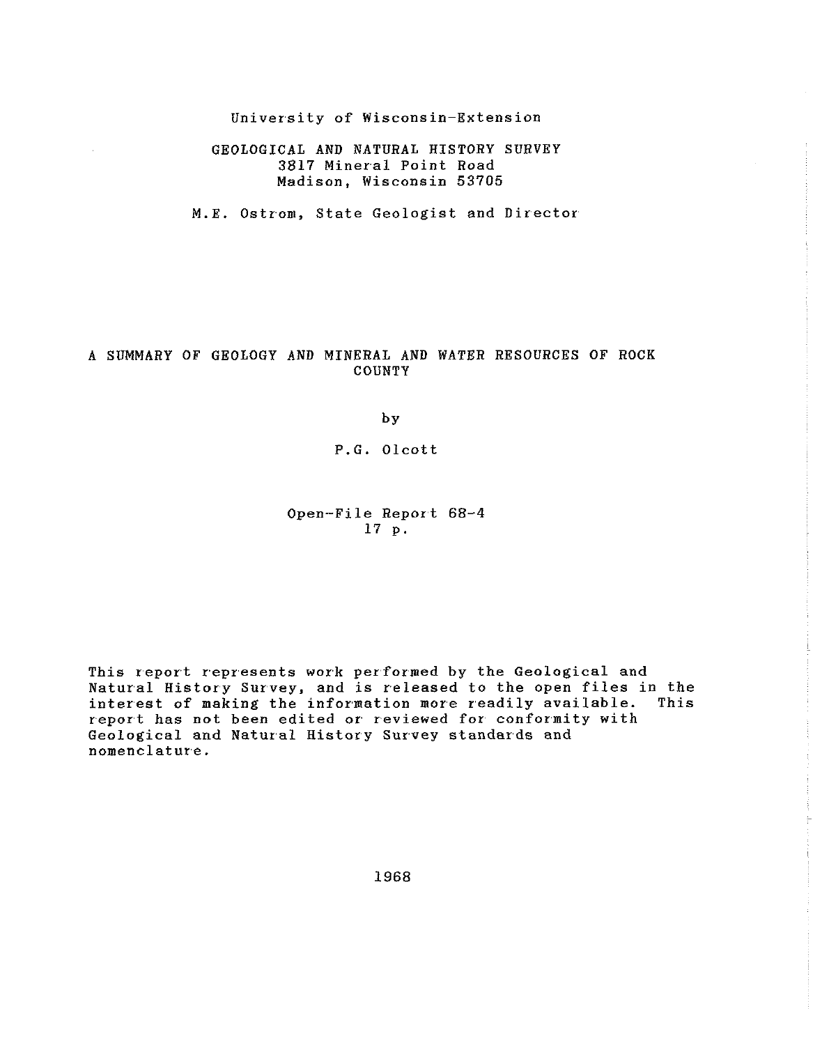University of Wisconsin-Extension

GEOLOGICAL AND NATURAL HISTORY SURVEY
3817 Mineral Point Road
Madison, Wisconsin 53705

M.E. Ostrom, State Geologist and Director

# A SUMMARY OF GEOLOGY AND MINERAL AND WATER RESOURCES OF ROCK COUNTY

by

P.G. Olcott

Open-File Report 68-4
17 p.

This report represents work performed by the Geological and Natural History Survey, and is released to the open files in the interest of making the information more readily available. This report has not been edited or reviewed for conformity with Geological and Natural History Survey standards and nomenclature.

1968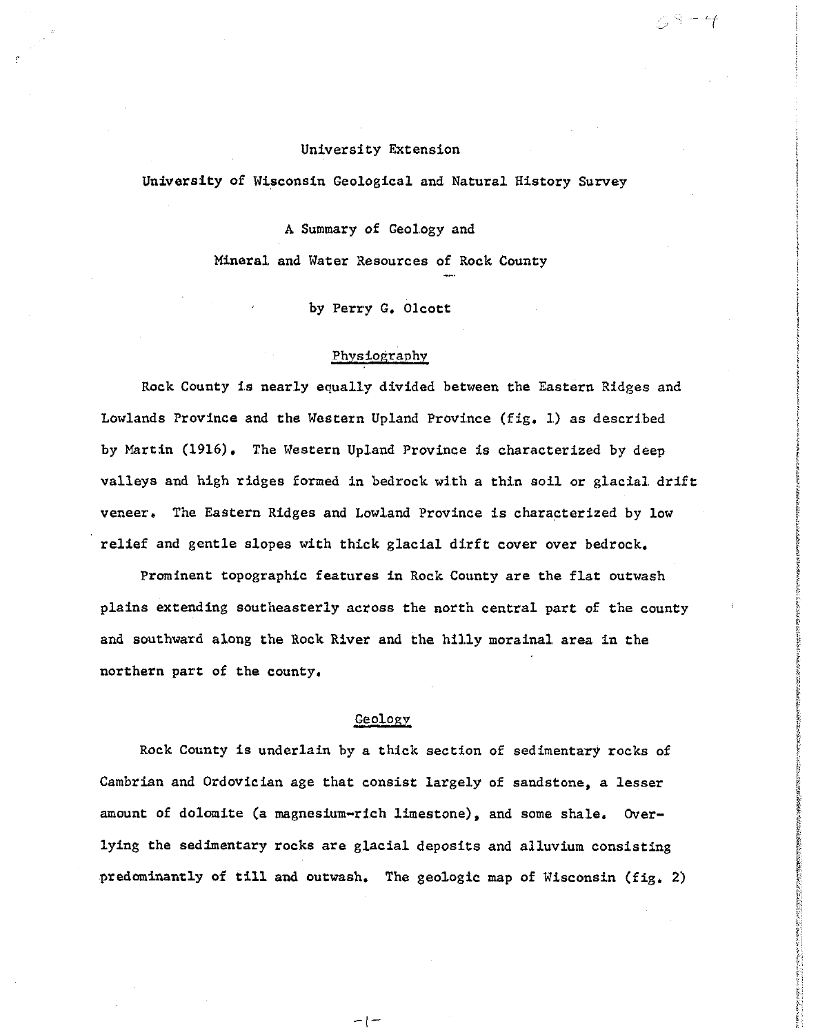University Extension

University of Wisconsin Geological and Natural History Survey

# A Summary of Geology and Mineral and Water Resources of Rock County

by Perry G. Olcott

## Physiography

Rock County is nearly equally divided between the Eastern Ridges and Lowlands Province and the Western Upland Province (fig. 1) as described by Martin (1916). The Western Upland Province is characterized by deep valleys and high ridges formed in bedrock with a thin soil or glacial drift veneer. The Eastern Ridges and Lowland Province is characterized by low relief and gentle slopes with thick glacial dirft cover over bedrock.

Prominent topographic features in Rock County are the flat outwash plains extending southeasterly across the north central part of the county and southward along the Rock River and the hilly morainal area in the northern part of the county.

## Geology

Rock County is underlain by a thick section of sedimentary rocks of Cambrian and Ordovician age that consist largely of sandstone, a lesser amount of dolomite (a magnesium-rich limestone), and some shale. Overlying the sedimentary rocks are glacial deposits and alluvium consisting predominantly of till and outwash. The geologic map of Wisconsin (fig. 2)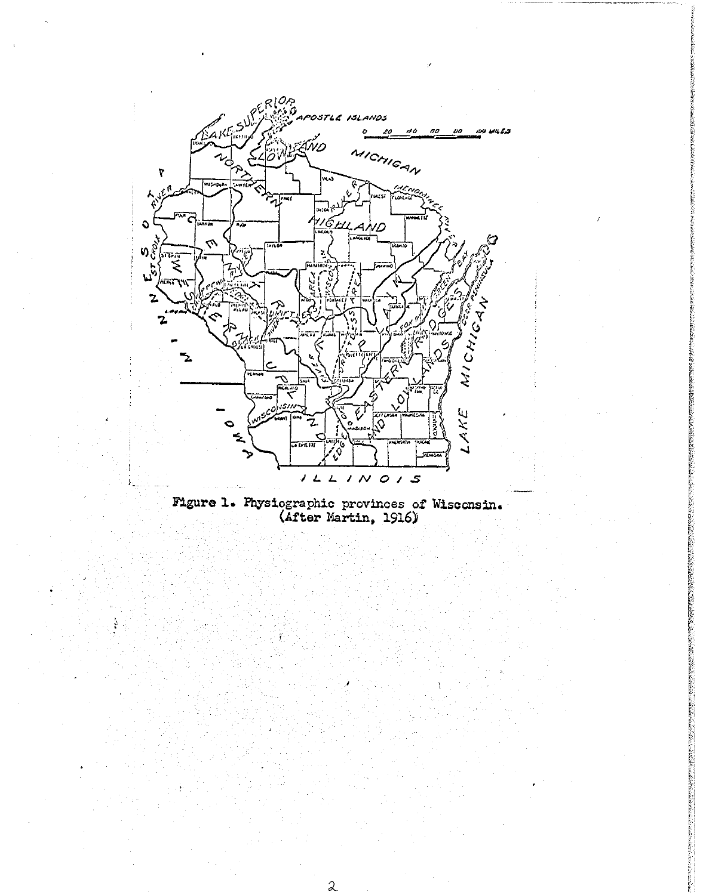Figure 1. Physiographic provinces of Wisconsin. (After Martin, 1916)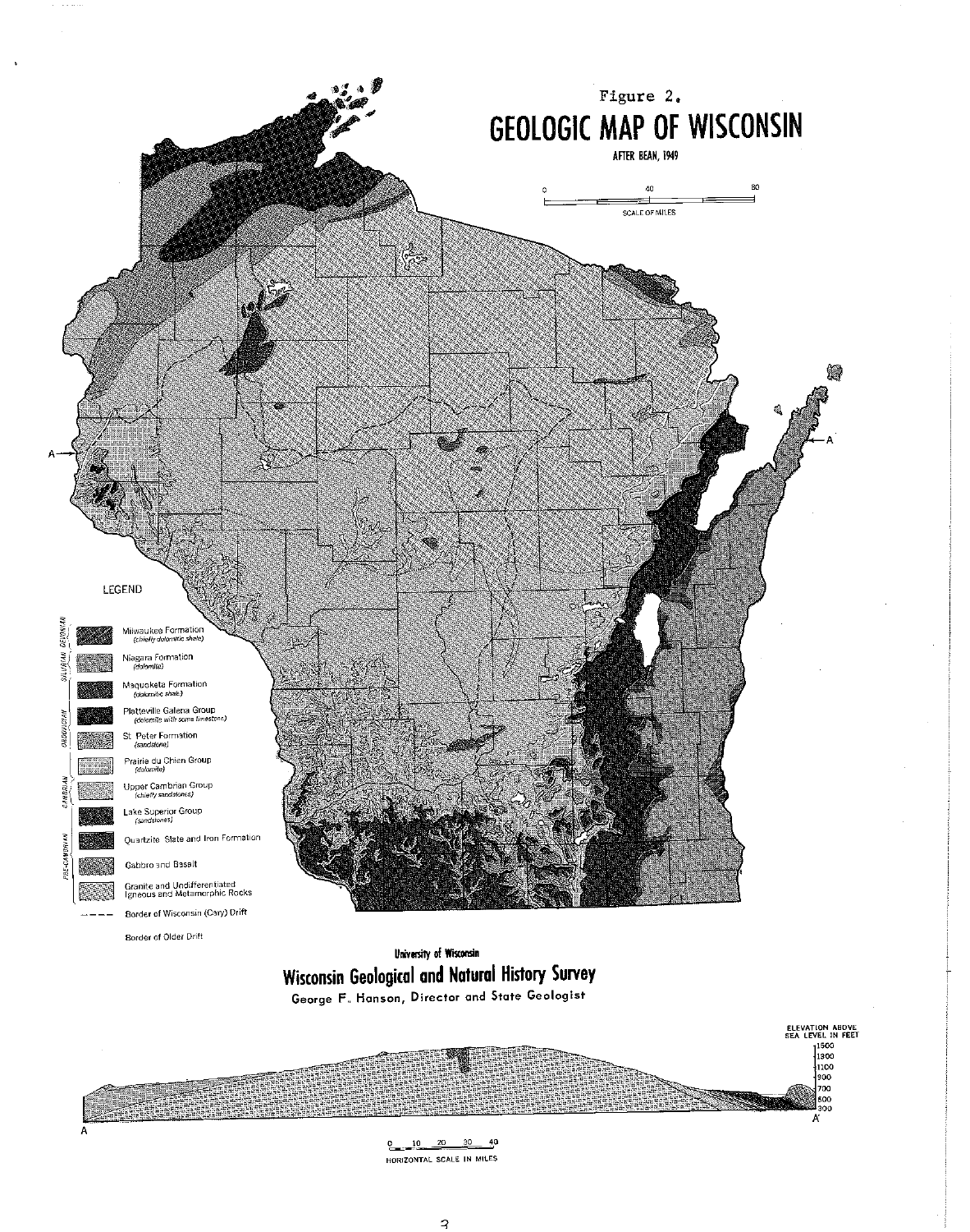Figure 2.

# GEOLOGIC MAP OF WISCONSIN

AFTER BEAN, 1949

SCALE OF MILES

LEGEND

SILURIAN–DEVONIAN

- Milwaukee Formation (chiefly dolomitic shale)
- Niagara Formation (dolomite)

ORDOVICIAN

- Maquoketa Formation (dolomitic shale)
- Platteville Galena Group (dolomite with some limestone)
- St. Peter Formation (sandstone)
- Prairie du Chien Group (dolomite)

CAMBRIAN

- Upper Cambrian Group (chiefly sandstones)

PRE-CAMBRIAN

- Lake Superior Group (sandstones)
- Quartzite Slate and Iron Formation
- Gabbro and Basalt
- Granite and Undifferentiated Igneous and Metamorphic Rocks

---- Border of Wisconsin (Cary) Drift

Border of Older Drift

University of Wisconsin

## Wisconsin Geological and Natural History Survey

George F. Hanson, Director and State Geologist

ELEVATION ABOVE SEA LEVEL IN FEET

HORIZONTAL SCALE IN MILES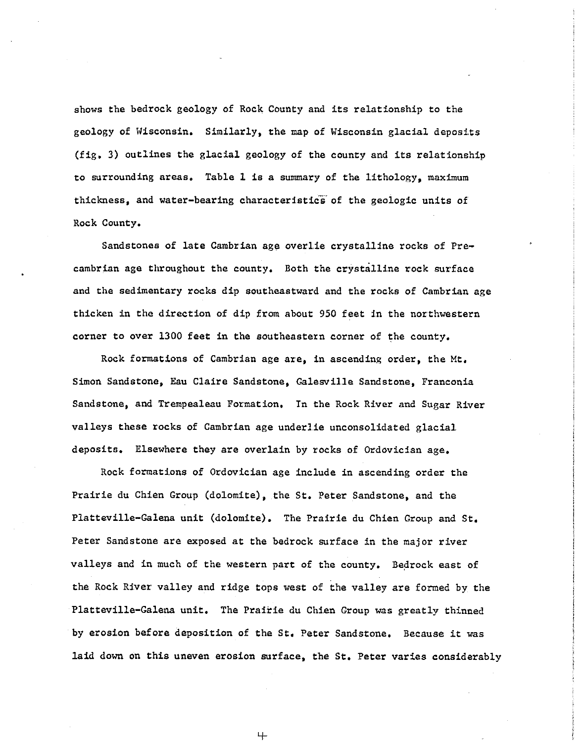shows the bedrock geology of Rock County and its relationship to the geology of Wisconsin. Similarly, the map of Wisconsin glacial deposits (fig. 3) outlines the glacial geology of the county and its relationship to surrounding areas. Table 1 is a summary of the lithology, maximum thickness, and water-bearing characteristics of the geologic units of Rock County.

Sandstones of late Cambrian age overlie crystalline rocks of Precambrian age throughout the county. Both the crystalline rock surface and the sedimentary rocks dip southeastward and the rocks of Cambrian age thicken in the direction of dip from about 950 feet in the northwestern corner to over 1300 feet in the southeastern corner of the county.

Rock formations of Cambrian age are, in ascending order, the Mt. Simon Sandstone, Eau Claire Sandstone, Galesville Sandstone, Franconia Sandstone, and Trempealeau Formation. In the Rock River and Sugar River valleys these rocks of Cambrian age underlie unconsolidated glacial deposits. Elsewhere they are overlain by rocks of Ordovician age.

Rock formations of Ordovician age include in ascending order the Prairie du Chien Group (dolomite), the St. Peter Sandstone, and the Platteville-Galena unit (dolomite). The Prairie du Chien Group and St. Peter Sandstone are exposed at the bedrock surface in the major river valleys and in much of the western part of the county. Bedrock east of the Rock River valley and ridge tops west of the valley are formed by the Platteville-Galena unit. The Prairie du Chien Group was greatly thinned by erosion before deposition of the St. Peter Sandstone. Because it was laid down on this uneven erosion surface, the St. Peter varies considerably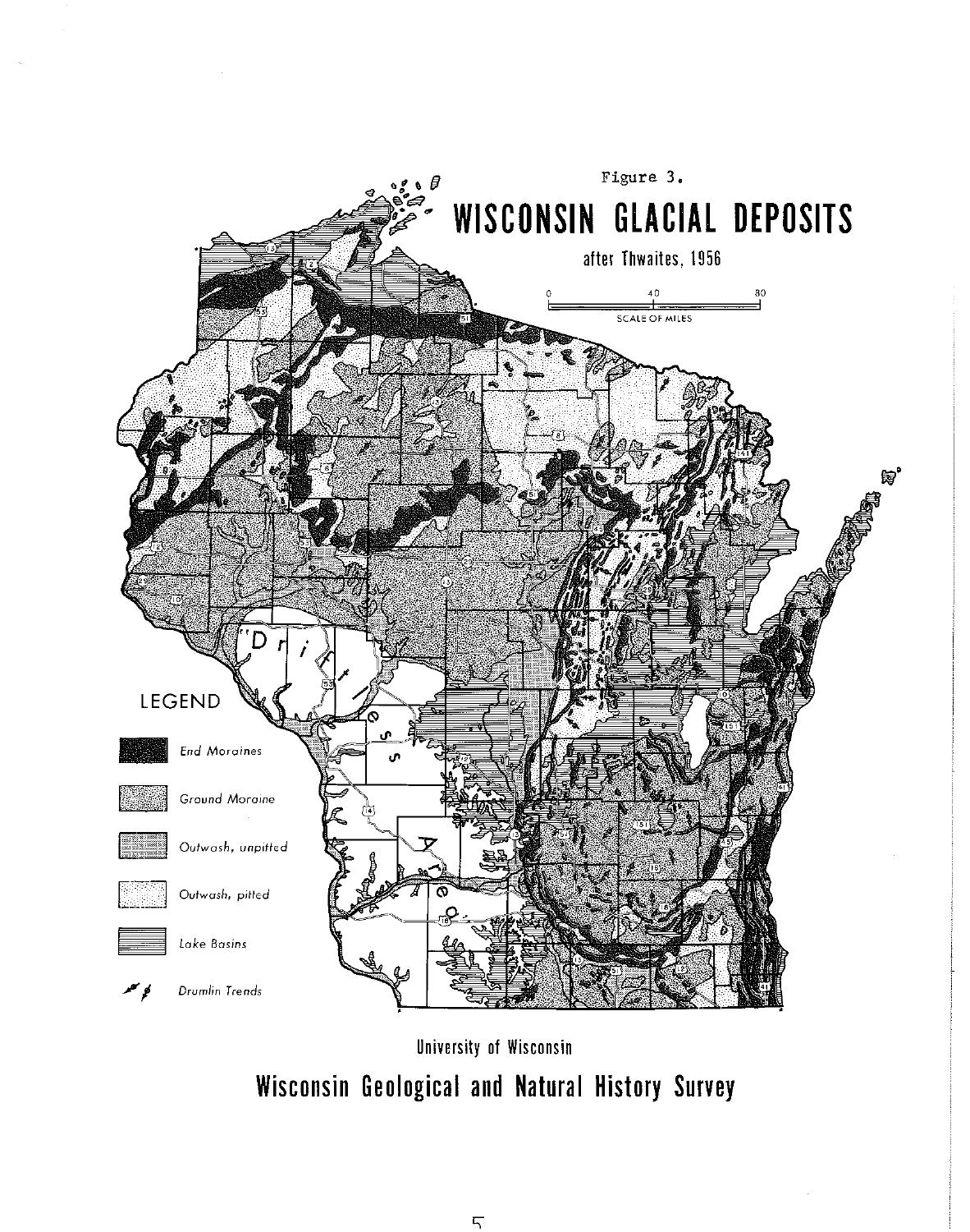Figure 3.

# WISCONSIN GLACIAL DEPOSITS

after Thwaites, 1956

0 40 80
SCALE OF MILES

"Driftless Area"

LEGEND

- End Moraines
- Ground Moraine
- Outwash, unpitted
- Outwash, pitted
- Lake Basins
- Drumlin Trends

University of Wisconsin

Wisconsin Geological and Natural History Survey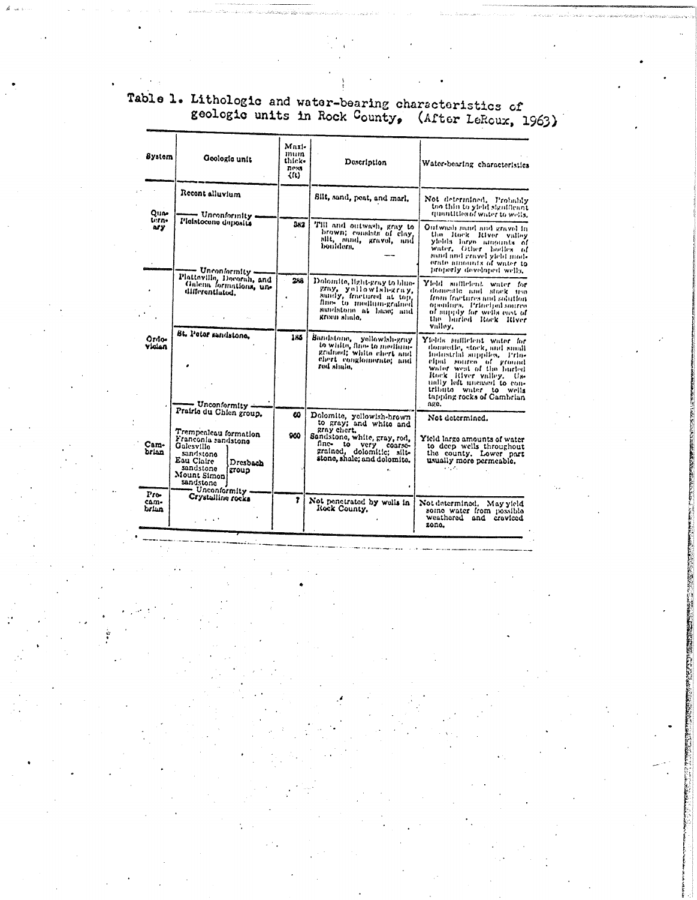Table 1. Lithologic and water-bearing characteristics of geologic units in Rock County, (After LeRoux, 1963)

| System | Geologic unit | Maximum thickness (ft) | Description | Water-bearing characteristics |
|---|---|---|---|---|
| Quaternary | Recent alluvium | | Silt, sand, peat, and marl. | Not determined. Probably too thin to yield significant quantities of water to wells. |
| | —— Unconformity —— Pleistocene deposits | 382 | Till and outwash, gray to brown; consists of clay, silt, sand, gravel, and boulders. | Outwash sand and gravel in the Rock River valley yields large amounts of water. Other bodies of sand and gravel yield moderate amounts of water to properly developed wells. |
| Ordovician | —— Unconformity —— Platteville, Decorah, and Galena formations, undifferentiated. | 288 | Dolomite, light-gray to blue-gray, yellowish-gray, sandy, fractured at top, fine- to medium-grained sandstone at base; and green shale. | Yield sufficient water for domestic and stock use from fractures and solution openings. Principal source of supply for wells east of the buried Rock River valley. |
| | St. Peter sandstone. | 185 | Sandstone, yellowish-gray to white, fine to medium-grained; white chert and chert conglomerate; and red shale. | Yields sufficient water for domestic, stock, and small industrial supplies. Principal source of ground water west of the buried Rock River valley. Usually left uncased to contribute water to wells tapping rocks of Cambrian age. |
| | —— Unconformity —— Prairie du Chien group. | 60 | Dolomite, yellowish-brown to gray; and white and gray chert. | Not determined. |
| Cambrian | Trempealeau formation<br>Franconia sandstone<br>Galesville sandstone, Eau Claire sandstone, Mount Simon sandstone (Dresbach group) | 960 | Sandstone, white, gray, red, fine- to very coarse-grained, dolomitic; siltstone, shale; and dolomite. | Yield large amounts of water to deep wells throughout the county. Lower part usually more permeable. |
| Precambrian | —— Unconformity —— Crystalline rocks | ? | Not penetrated by wells in Rock County. | Not determined. May yield some water from possible weathered and creviced zone. |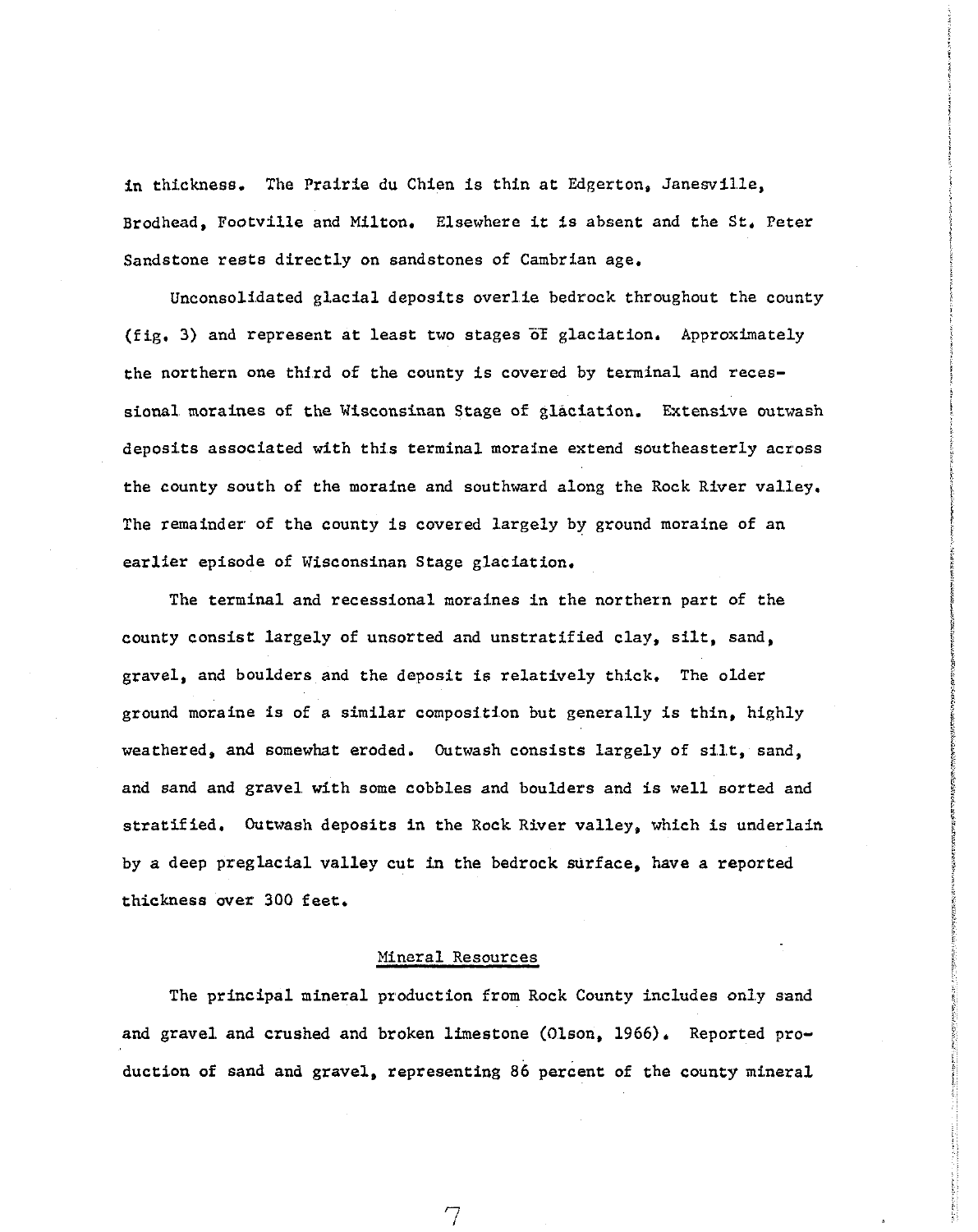in thickness. The Prairie du Chien is thin at Edgerton, Janesville, Brodhead, Footville and Milton. Elsewhere it is absent and the St. Peter Sandstone rests directly on sandstones of Cambrian age.

Unconsolidated glacial deposits overlie bedrock throughout the county (fig. 3) and represent at least two stages of glaciation. Approximately the northern one third of the county is covered by terminal and recessional moraines of the Wisconsinan Stage of glaciation. Extensive outwash deposits associated with this terminal moraine extend southeasterly across the county south of the moraine and southward along the Rock River valley. The remainder of the county is covered largely by ground moraine of an earlier episode of Wisconsinan Stage glaciation.

The terminal and recessional moraines in the northern part of the county consist largely of unsorted and unstratified clay, silt, sand, gravel, and boulders and the deposit is relatively thick. The older ground moraine is of a similar composition but generally is thin, highly weathered, and somewhat eroded. Outwash consists largely of silt, sand, and sand and gravel with some cobbles and boulders and is well sorted and stratified. Outwash deposits in the Rock River valley, which is underlain by a deep preglacial valley cut in the bedrock surface, have a reported thickness over 300 feet.

## Mineral Resources

The principal mineral production from Rock County includes only sand and gravel and crushed and broken limestone (Olson, 1966). Reported production of sand and gravel, representing 86 percent of the county mineral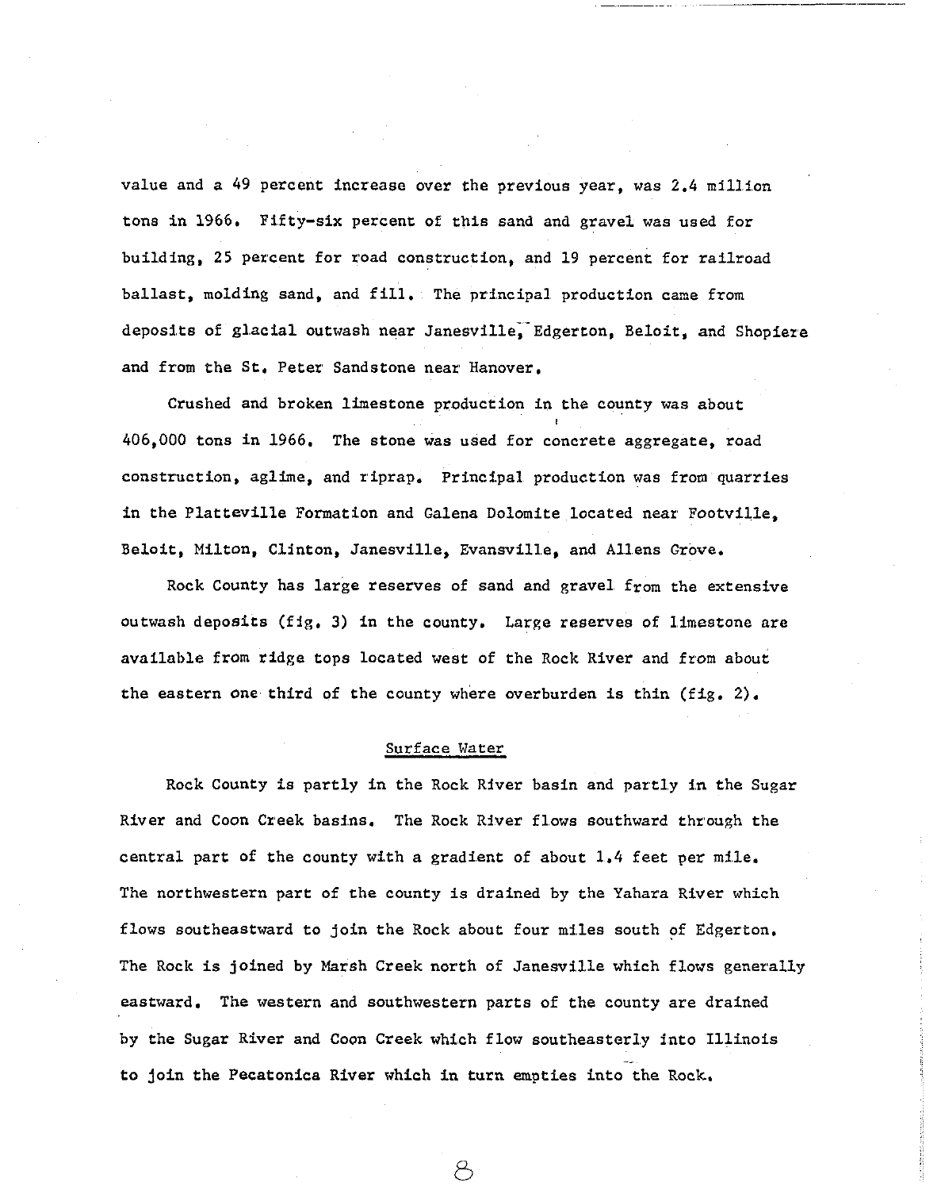value and a 49 percent increase over the previous year, was 2.4 million tons in 1966. Fifty-six percent of this sand and gravel was used for building, 25 percent for road construction, and 19 percent for railroad ballast, molding sand, and fill. The principal production came from deposits of glacial outwash near Janesville, Edgerton, Beloit, and Shopiere and from the St. Peter Sandstone near Hanover.

Crushed and broken limestone production in the county was about 406,000 tons in 1966. The stone was used for concrete aggregate, road construction, aglime, and riprap. Principal production was from quarries in the Platteville Formation and Galena Dolomite located near Footville, Beloit, Milton, Clinton, Janesville, Evansville, and Allens Grove.

Rock County has large reserves of sand and gravel from the extensive outwash deposits (fig. 3) in the county. Large reserves of limestone are available from ridge tops located west of the Rock River and from about the eastern one third of the county where overburden is thin (fig. 2).

## Surface Water

Rock County is partly in the Rock River basin and partly in the Sugar River and Coon Creek basins. The Rock River flows southward through the central part of the county with a gradient of about 1.4 feet per mile. The northwestern part of the county is drained by the Yahara River which flows southeastward to join the Rock about four miles south of Edgerton. The Rock is joined by Marsh Creek north of Janesville which flows generally eastward. The western and southwestern parts of the county are drained by the Sugar River and Coon Creek which flow southeasterly into Illinois to join the Pecatonica River which in turn empties into the Rock.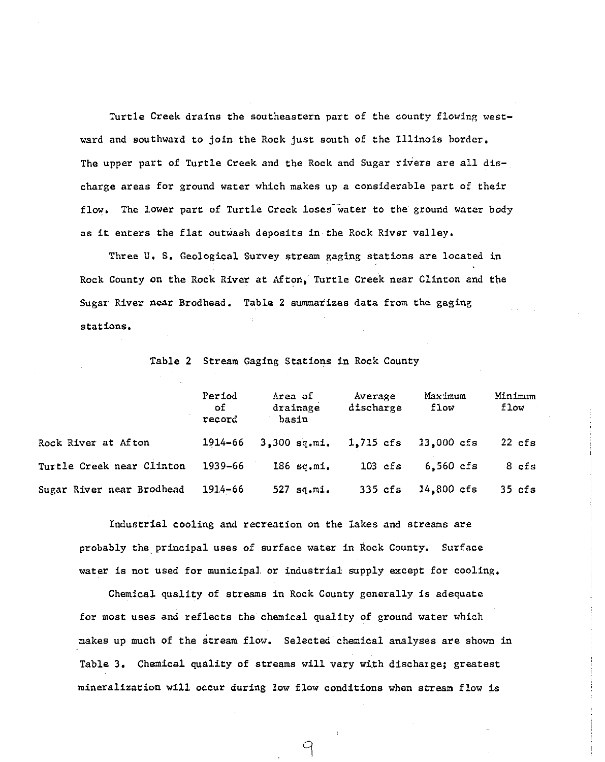Turtle Creek drains the southeastern part of the county flowing westward and southward to join the Rock just south of the Illinois border. The upper part of Turtle Creek and the Rock and Sugar rivers are all discharge areas for ground water which makes up a considerable part of their flow. The lower part of Turtle Creek loses water to the ground water body as it enters the flat outwash deposits in the Rock River valley.

Three U. S. Geological Survey stream gaging stations are located in Rock County on the Rock River at Afton, Turtle Creek near Clinton and the Sugar River near Brodhead. Table 2 summarizes data from the gaging stations.

Table 2 Stream Gaging Stations in Rock County

| | Period of record | Area of drainage basin | Average discharge | Maximum flow | Minimum flow |
|---|---|---|---|---|---|
| Rock River at Afton | 1914-66 | 3,300 sq.mi. | 1,715 cfs | 13,000 cfs | 22 cfs |
| Turtle Creek near Clinton | 1939-66 | 186 sq.mi. | 103 cfs | 6,560 cfs | 8 cfs |
| Sugar River near Brodhead | 1914-66 | 527 sq.mi. | 335 cfs | 14,800 cfs | 35 cfs |

Industrial cooling and recreation on the lakes and streams are probably the principal uses of surface water in Rock County. Surface water is not used for municipal or industrial supply except for cooling.

Chemical quality of streams in Rock County generally is adequate for most uses and reflects the chemical quality of ground water which makes up much of the stream flow. Selected chemical analyses are shown in Table 3. Chemical quality of streams will vary with discharge; greatest mineralization will occur during low flow conditions when stream flow is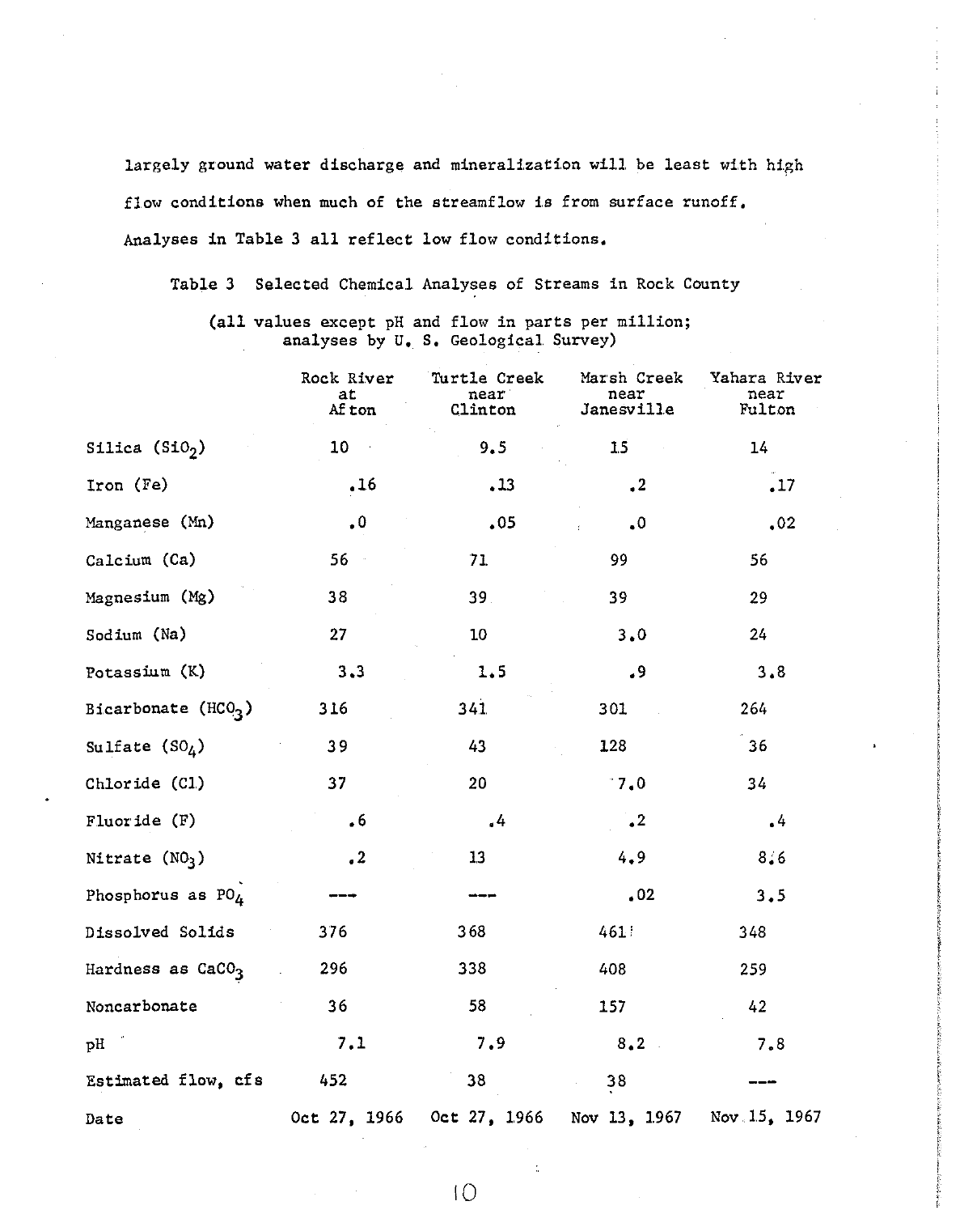largely ground water discharge and mineralization will be least with high flow conditions when much of the streamflow is from surface runoff. Analyses in Table 3 all reflect low flow conditions.

Table 3 Selected Chemical Analyses of Streams in Rock County

(all values except pH and flow in parts per million; analyses by U. S. Geological Survey)

| | Rock River at Afton | Turtle Creek near Clinton | Marsh Creek near Janesville | Yahara River near Fulton |
|---|---|---|---|---|
| Silica ($SiO_2$) | 10 | 9.5 | 15 | 14 |
| Iron (Fe) | .16 | .13 | .2 | .17 |
| Manganese (Mn) | .0 | .05 | .0 | .02 |
| Calcium (Ca) | 56 | 71 | 99 | 56 |
| Magnesium (Mg) | 38 | 39 | 39 | 29 |
| Sodium (Na) | 27 | 10 | 3.0 | 24 |
| Potassium (K) | 3.3 | 1.5 | .9 | 3.8 |
| Bicarbonate ($HCO_3$) | 316 | 341 | 301 | 264 |
| Sulfate ($SO_4$) | 39 | 43 | 128 | 36 |
| Chloride (Cl) | 37 | 20 | 7.0 | 34 |
| Fluoride (F) | .6 | .4 | .2 | .4 |
| Nitrate ($NO_3$) | .2 | 13 | 4.9 | 8.6 |
| Phosphorus as $PO_4$ | --- | --- | .02 | 3.5 |
| Dissolved Solids | 376 | 368 | 461 | 348 |
| Hardness as $CaCO_3$ | 296 | 338 | 408 | 259 |
| Noncarbonate | 36 | 58 | 157 | 42 |
| pH | 7.1 | 7.9 | 8.2 | 7.8 |
| Estimated flow, cfs | 452 | 38 | 38 | --- |
| Date | Oct 27, 1966 | Oct 27, 1966 | Nov 13, 1967 | Nov 15, 1967 |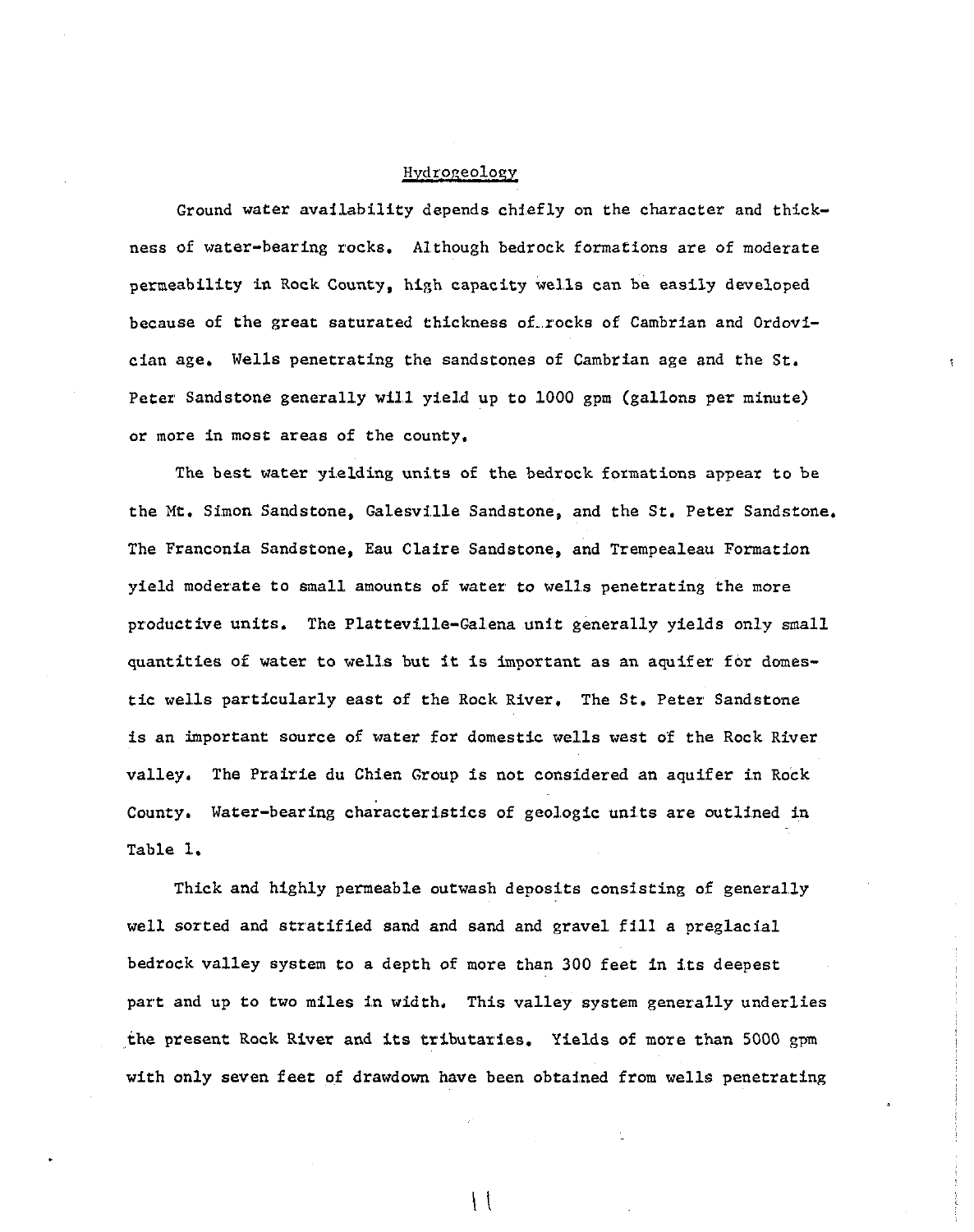## Hydrogeology

Ground water availability depends chiefly on the character and thickness of water-bearing rocks. Although bedrock formations are of moderate permeability in Rock County, high capacity wells can be easily developed because of the great saturated thickness of rocks of Cambrian and Ordovician age. Wells penetrating the sandstones of Cambrian age and the St. Peter Sandstone generally will yield up to 1000 gpm (gallons per minute) or more in most areas of the county.

The best water yielding units of the bedrock formations appear to be the Mt. Simon Sandstone, Galesville Sandstone, and the St. Peter Sandstone. The Franconia Sandstone, Eau Claire Sandstone, and Trempealeau Formation yield moderate to small amounts of water to wells penetrating the more productive units. The Platteville-Galena unit generally yields only small quantities of water to wells but it is important as an aquifer for domestic wells particularly east of the Rock River. The St. Peter Sandstone is an important source of water for domestic wells west of the Rock River valley. The Prairie du Chien Group is not considered an aquifer in Rock County. Water-bearing characteristics of geologic units are outlined in Table 1.

Thick and highly permeable outwash deposits consisting of generally well sorted and stratified sand and sand and gravel fill a preglacial bedrock valley system to a depth of more than 300 feet in its deepest part and up to two miles in width. This valley system generally underlies the present Rock River and its tributaries. Yields of more than 5000 gpm with only seven feet of drawdown have been obtained from wells penetrating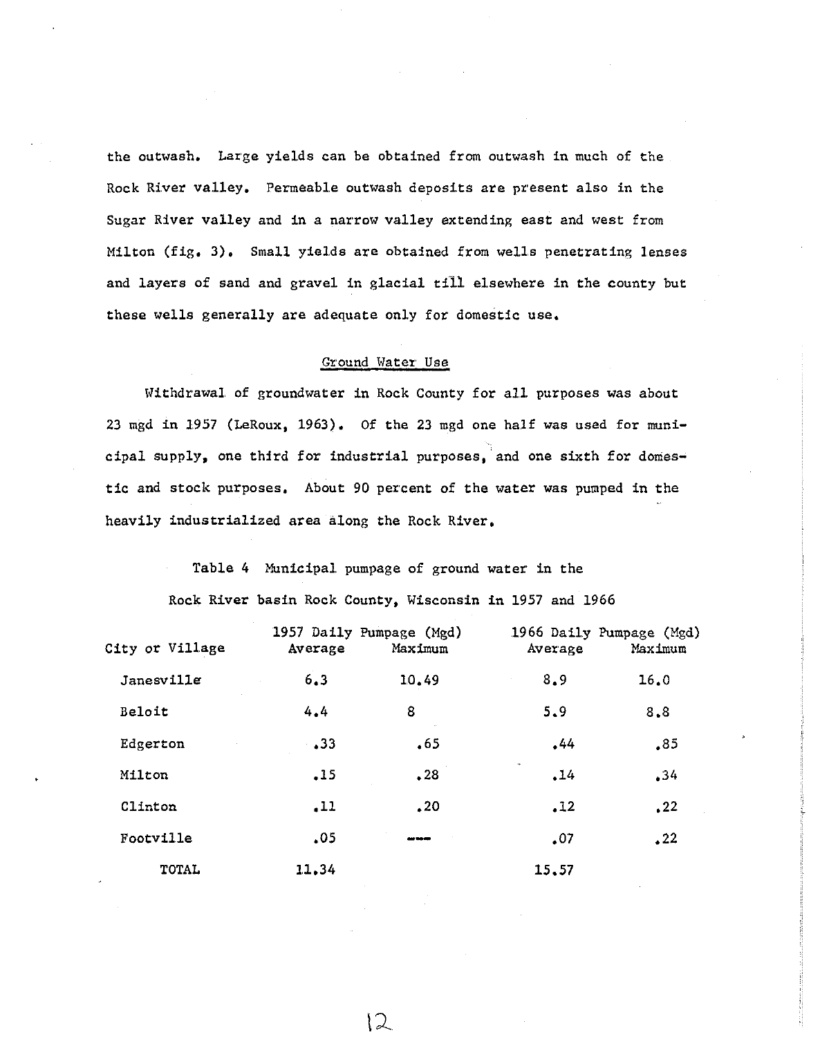the outwash. Large yields can be obtained from outwash in much of the Rock River valley. Permeable outwash deposits are present also in the Sugar River valley and in a narrow valley extending east and west from Milton (fig. 3). Small yields are obtained from wells penetrating lenses and layers of sand and gravel in glacial till elsewhere in the county but these wells generally are adequate only for domestic use.

## Ground Water Use

Withdrawal of groundwater in Rock County for all purposes was about 23 mgd in 1957 (LeRoux, 1963). Of the 23 mgd one half was used for municipal supply, one third for industrial purposes, and one sixth for domestic and stock purposes. About 90 percent of the water was pumped in the heavily industrialized area along the Rock River.

Table 4 Municipal pumpage of ground water in the Rock River basin Rock County, Wisconsin in 1957 and 1966

| City or Village | 1957 Daily Pumpage (Mgd) | | 1966 Daily Pumpage (Mgd) | |
|---|---|---|---|---|
| | Average | Maximum | Average | Maximum |
| Janesville | 6.3 | 10.49 | 8.9 | 16.0 |
| Beloit | 4.4 | 8 | 5.9 | 8.8 |
| Edgerton | .33 | .65 | .44 | .85 |
| Milton | .15 | .28 | .14 | .34 |
| Clinton | .11 | .20 | .12 | .22 |
| Footville | .05 | --- | .07 | .22 |
| TOTAL | 11.34 | | 15.57 | |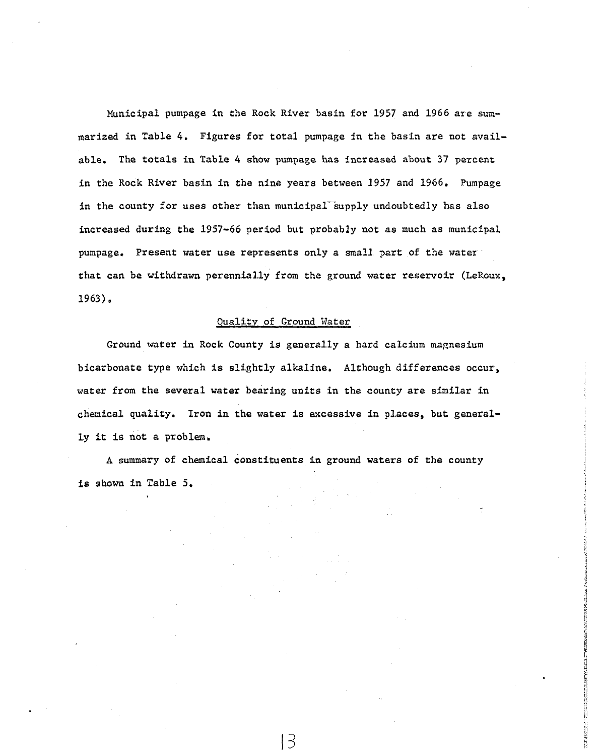Municipal pumpage in the Rock River basin for 1957 and 1966 are summarized in Table 4. Figures for total pumpage in the basin are not available. The totals in Table 4 show pumpage has increased about 37 percent in the Rock River basin in the nine years between 1957 and 1966. Pumpage in the county for uses other than municipal supply undoubtedly has also increased during the 1957-66 period but probably not as much as municipal pumpage. Present water use represents only a small part of the water that can be withdrawn perennially from the ground water reservoir (LeRoux, 1963).

## Quality of Ground Water

Ground water in Rock County is generally a hard calcium magnesium bicarbonate type which is slightly alkaline. Although differences occur, water from the several water bearing units in the county are similar in chemical quality. Iron in the water is excessive in places, but generally it is not a problem.

A summary of chemical constituents in ground waters of the county is shown in Table 5.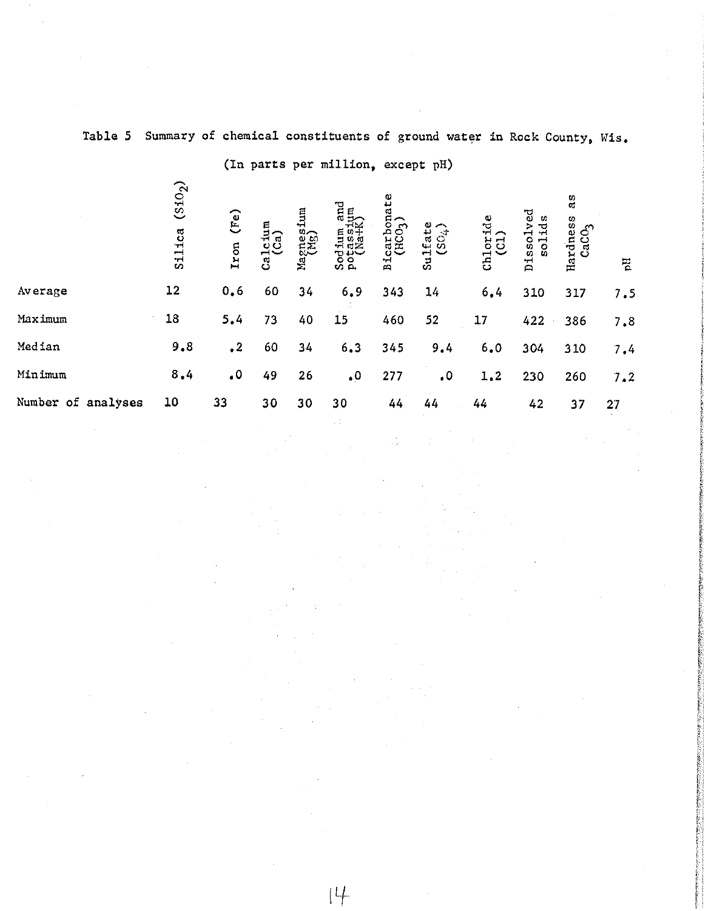Table 5 Summary of chemical constituents of ground water in Rock County, Wis.

(In parts per million, except pH)

| | Silica ($SiO_2$) | Iron (Fe) | Calcium (Ca) | Magnesium (Mg) | Sodium and potassium (Na+K) | Bicarbonate ($HCO_3$) | Sulfate ($SO_4$) | Chloride (Cl) | Dissolved solids | Hardness as $CaCO_3$ | pH |
|---|---|---|---|---|---|---|---|---|---|---|---|
| Average | 12 | 0.6 | 60 | 34 | 6.9 | 343 | 14 | 6.4 | 310 | 317 | 7.5 |
| Maximum | 18 | 5.4 | 73 | 40 | 15 | 460 | 52 | 17 | 422 | 386 | 7.8 |
| Median | 9.8 | .2 | 60 | 34 | 6.3 | 345 | 9.4 | 6.0 | 304 | 310 | 7.4 |
| Minimum | 8.4 | .0 | 49 | 26 | .0 | 277 | .0 | 1.2 | 230 | 260 | 7.2 |
| Number of analyses | 10 | 33 | 30 | 30 | 30 | 44 | 44 | 44 | 42 | 37 | 27 |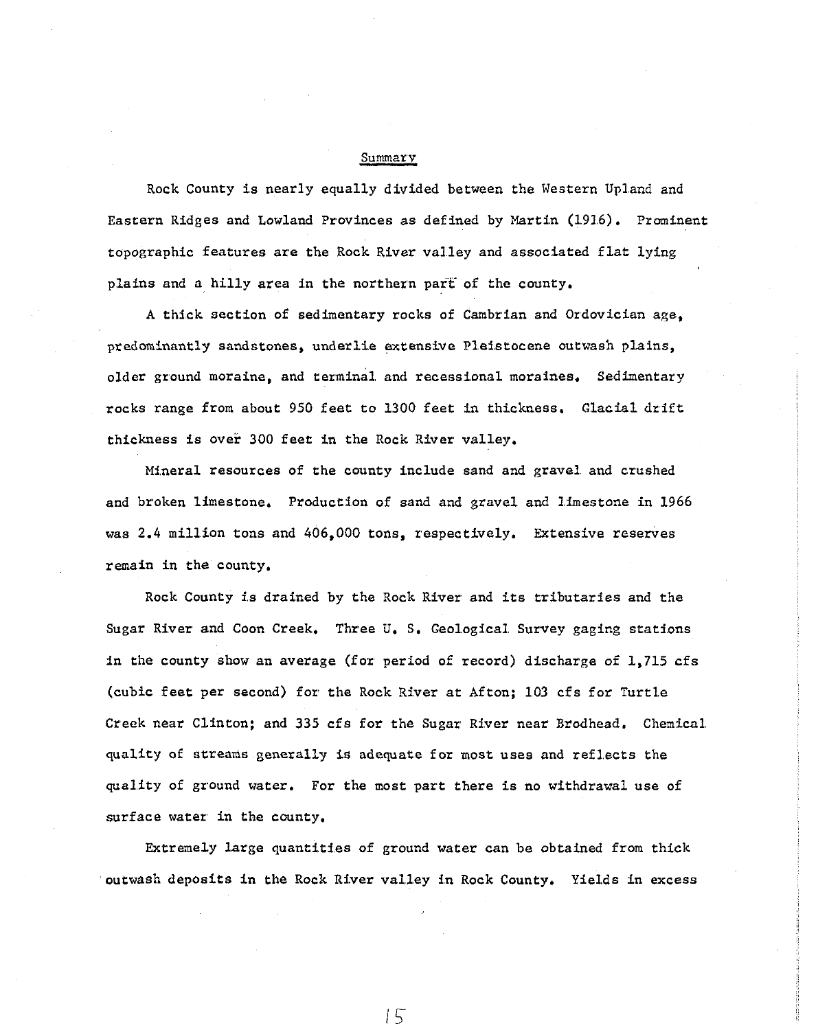## Summary

Rock County is nearly equally divided between the Western Upland and Eastern Ridges and Lowland Provinces as defined by Martin (1916). Prominent topographic features are the Rock River valley and associated flat lying plains and a hilly area in the northern part of the county.

A thick section of sedimentary rocks of Cambrian and Ordovician age, predominantly sandstones, underlie extensive Pleistocene outwash plains, older ground moraine, and terminal and recessional moraines. Sedimentary rocks range from about 950 feet to 1300 feet in thickness. Glacial drift thickness is over 300 feet in the Rock River valley.

Mineral resources of the county include sand and gravel and crushed and broken limestone. Production of sand and gravel and limestone in 1966 was 2.4 million tons and 406,000 tons, respectively. Extensive reserves remain in the county.

Rock County is drained by the Rock River and its tributaries and the Sugar River and Coon Creek. Three U. S. Geological Survey gaging stations in the county show an average (for period of record) discharge of 1,715 cfs (cubic feet per second) for the Rock River at Afton; 103 cfs for Turtle Creek near Clinton; and 335 cfs for the Sugar River near Brodhead. Chemical quality of streams generally is adequate for most uses and reflects the quality of ground water. For the most part there is no withdrawal use of surface water in the county.

Extremely large quantities of ground water can be obtained from thick outwash deposits in the Rock River valley in Rock County. Yields in excess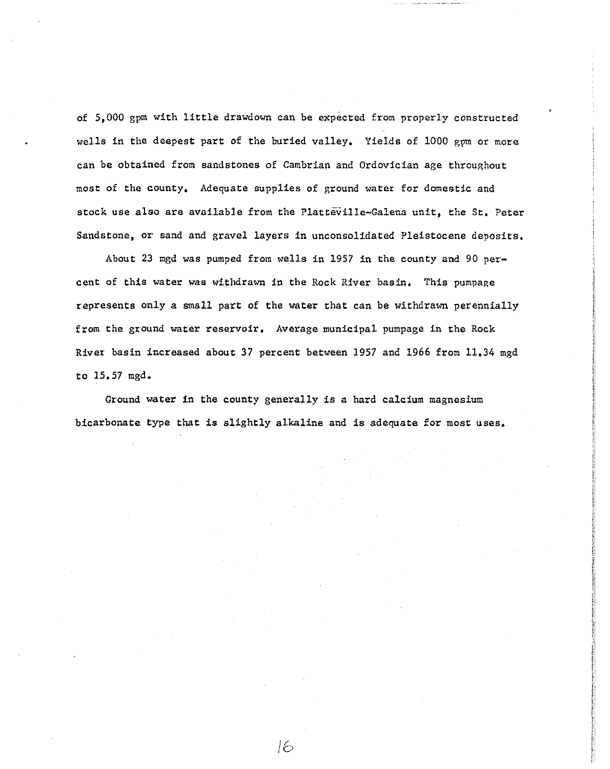of 5,000 gpm with little drawdown can be expected from properly constructed wells in the deepest part of the buried valley. Yields of 1000 gpm or more can be obtained from sandstones of Cambrian and Ordovician age throughout most of the county. Adequate supplies of ground water for domestic and stock use also are available from the Platteville-Galena unit, the St. Peter Sandstone, or sand and gravel layers in unconsolidated Pleistocene deposits.

About 23 mgd was pumped from wells in 1957 in the county and 90 percent of this water was withdrawn in the Rock River basin. This pumpage represents only a small part of the water that can be withdrawn perennially from the ground water reservoir. Average municipal pumpage in the Rock River basin increased about 37 percent between 1957 and 1966 from 11.34 mgd to 15.57 mgd.

Ground water in the county generally is a hard calcium magnesium bicarbonate type that is slightly alkaline and is adequate for most uses.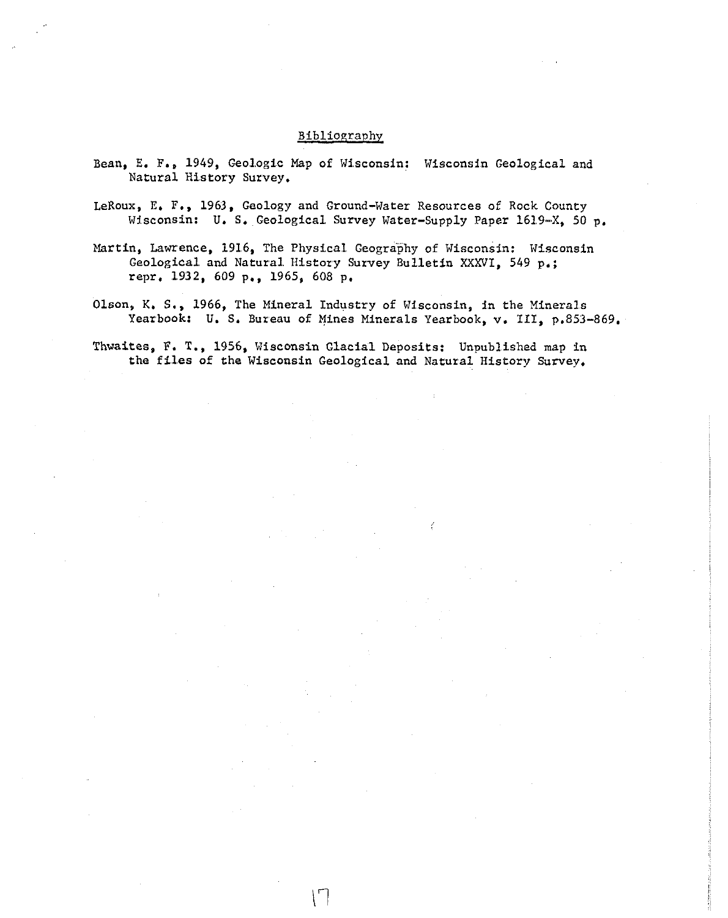## Bibliography

Bean, E. F., 1949, Geologic Map of Wisconsin: Wisconsin Geological and Natural History Survey.

LeRoux, E. F., 1963, Geology and Ground-Water Resources of Rock County Wisconsin: U. S. Geological Survey Water-Supply Paper 1619-X, 50 p.

Martin, Lawrence, 1916, The Physical Geography of Wisconsin: Wisconsin Geological and Natural History Survey Bulletin XXXVI, 549 p.; repr. 1932, 609 p., 1965, 608 p.

Olson, K. S., 1966, The Mineral Industry of Wisconsin, in the Minerals Yearbook: U. S. Bureau of Mines Minerals Yearbook, v. III, p.853-869.

Thwaites, F. T., 1956, Wisconsin Glacial Deposits: Unpublished map in the files of the Wisconsin Geological and Natural History Survey.